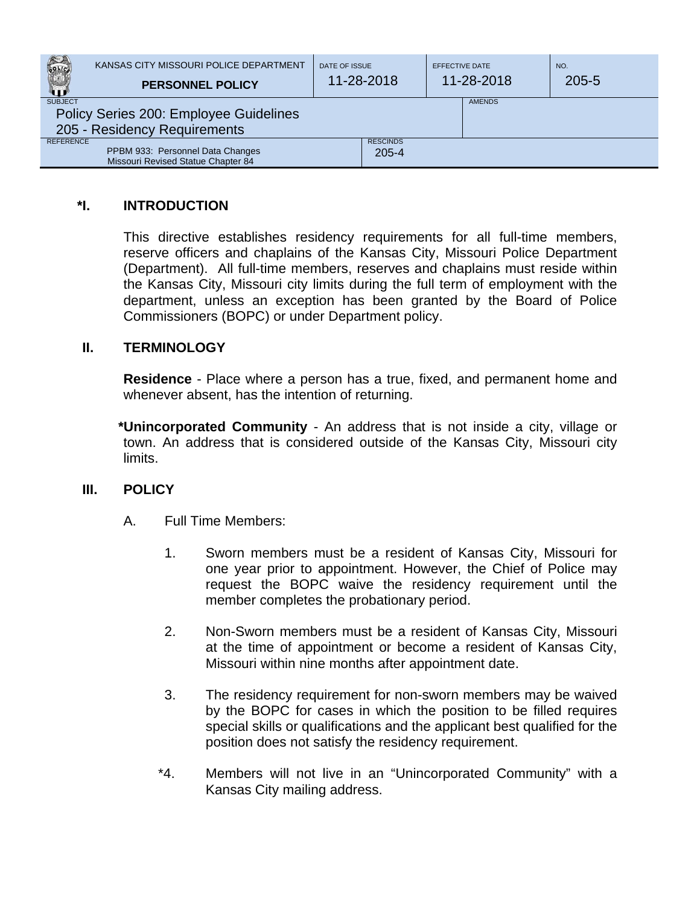| KANSAS CITY MISSOURI POLICE DEPARTMENT **PERSONNEL POLICY** | DATE OF ISSUE 11-28-2018 | EFFECTIVE DATE 11-28-2018 | NO. 205-5 |
|---|---|---|---|
| SUBJECT Policy Series 200: Employee Guidelines 205 - Residency Requirements | | AMENDS | |
| REFERENCE PPBM 933: Personnel Data Changes Missouri Revised Statue Chapter 84 | RESCINDS 205-4 | | |

## *I. INTRODUCTION

This directive establishes residency requirements for all full-time members, reserve officers and chaplains of the Kansas City, Missouri Police Department (Department). All full-time members, reserves and chaplains must reside within the Kansas City, Missouri city limits during the full term of employment with the department, unless an exception has been granted by the Board of Police Commissioners (BOPC) or under Department policy.

## II. TERMINOLOGY

**Residence** - Place where a person has a true, fixed, and permanent home and whenever absent, has the intention of returning.

***Unincorporated Community** - An address that is not inside a city, village or town. An address that is considered outside of the Kansas City, Missouri city limits.

## III. POLICY

A. Full Time Members:

1. Sworn members must be a resident of Kansas City, Missouri for one year prior to appointment. However, the Chief of Police may request the BOPC waive the residency requirement until the member completes the probationary period.

2. Non-Sworn members must be a resident of Kansas City, Missouri at the time of appointment or become a resident of Kansas City, Missouri within nine months after appointment date.

3. The residency requirement for non-sworn members may be waived by the BOPC for cases in which the position to be filled requires special skills or qualifications and the applicant best qualified for the position does not satisfy the residency requirement.

*4. Members will not live in an "Unincorporated Community" with a Kansas City mailing address.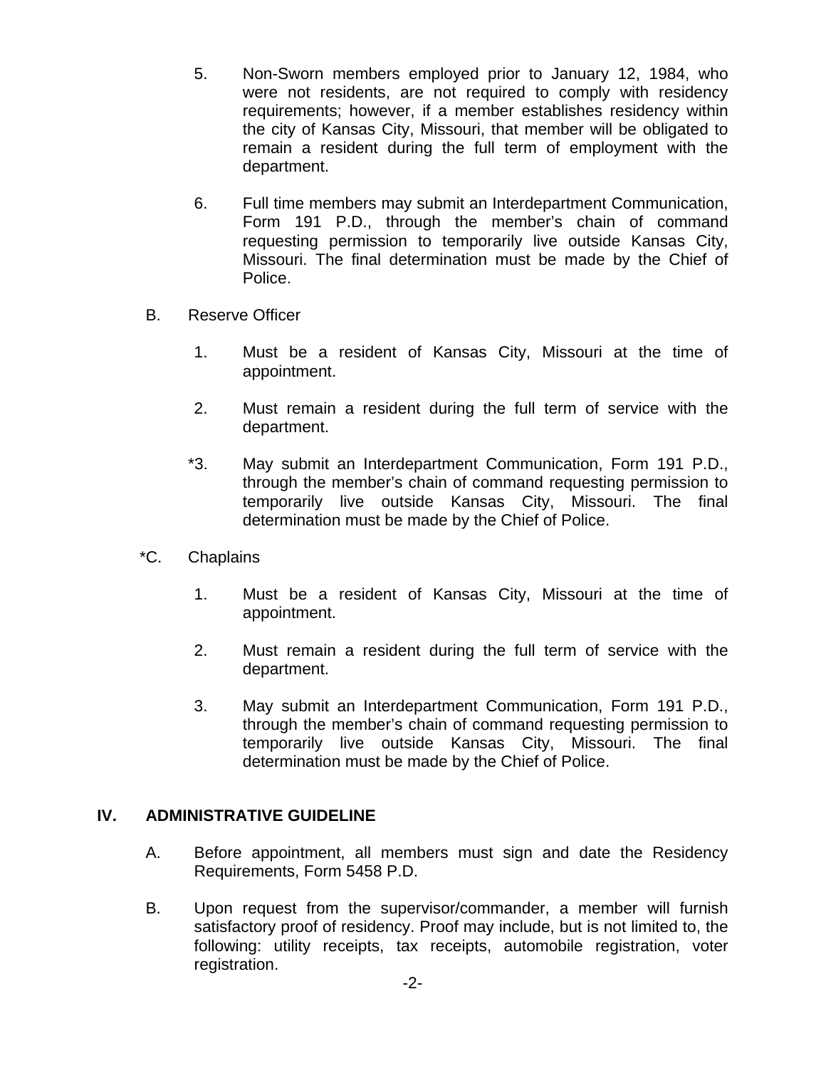5. Non-Sworn members employed prior to January 12, 1984, who were not residents, are not required to comply with residency requirements; however, if a member establishes residency within the city of Kansas City, Missouri, that member will be obligated to remain a resident during the full term of employment with the department.

6. Full time members may submit an Interdepartment Communication, Form 191 P.D., through the member's chain of command requesting permission to temporarily live outside Kansas City, Missouri. The final determination must be made by the Chief of Police.

B. Reserve Officer

1. Must be a resident of Kansas City, Missouri at the time of appointment.

2. Must remain a resident during the full term of service with the department.

*3. May submit an Interdepartment Communication, Form 191 P.D., through the member's chain of command requesting permission to temporarily live outside Kansas City, Missouri. The final determination must be made by the Chief of Police.

*C. Chaplains

1. Must be a resident of Kansas City, Missouri at the time of appointment.

2. Must remain a resident during the full term of service with the department.

3. May submit an Interdepartment Communication, Form 191 P.D., through the member's chain of command requesting permission to temporarily live outside Kansas City, Missouri. The final determination must be made by the Chief of Police.

## IV. ADMINISTRATIVE GUIDELINE

A. Before appointment, all members must sign and date the Residency Requirements, Form 5458 P.D.

B. Upon request from the supervisor/commander, a member will furnish satisfactory proof of residency. Proof may include, but is not limited to, the following: utility receipts, tax receipts, automobile registration, voter registration.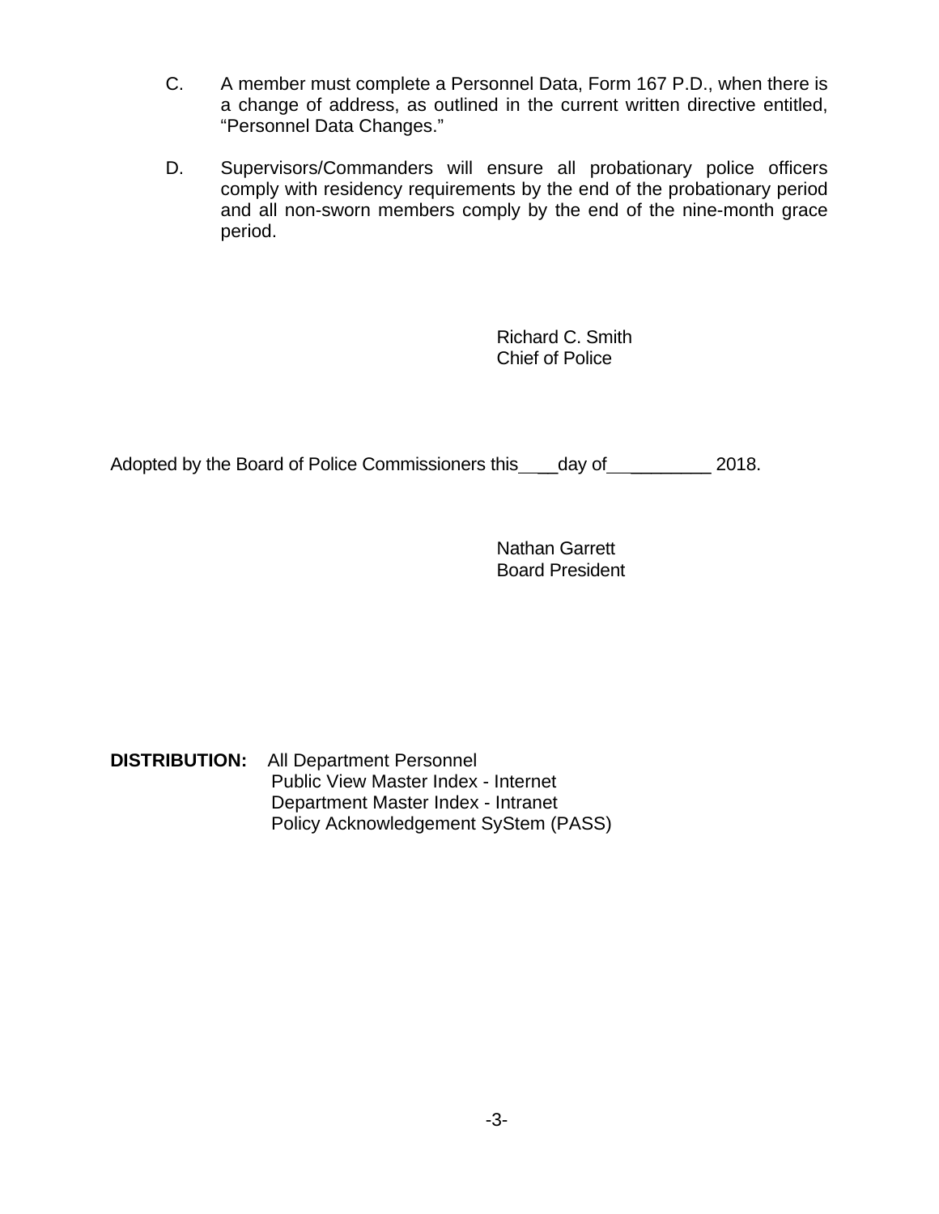C. A member must complete a Personnel Data, Form 167 P.D., when there is a change of address, as outlined in the current written directive entitled, "Personnel Data Changes."

D. Supervisors/Commanders will ensure all probationary police officers comply with residency requirements by the end of the probationary period and all non-sworn members comply by the end of the nine-month grace period.

Richard C. Smith
Chief of Police

Adopted by the Board of Police Commissioners this\_\_\_\_day of\_\_\_\_\_\_\_\_\_\_\_ 2018.

Nathan Garrett
Board President

**DISTRIBUTION:** All Department Personnel
Public View Master Index - Internet
Department Master Index - Intranet
Policy Acknowledgement SyStem (PASS)